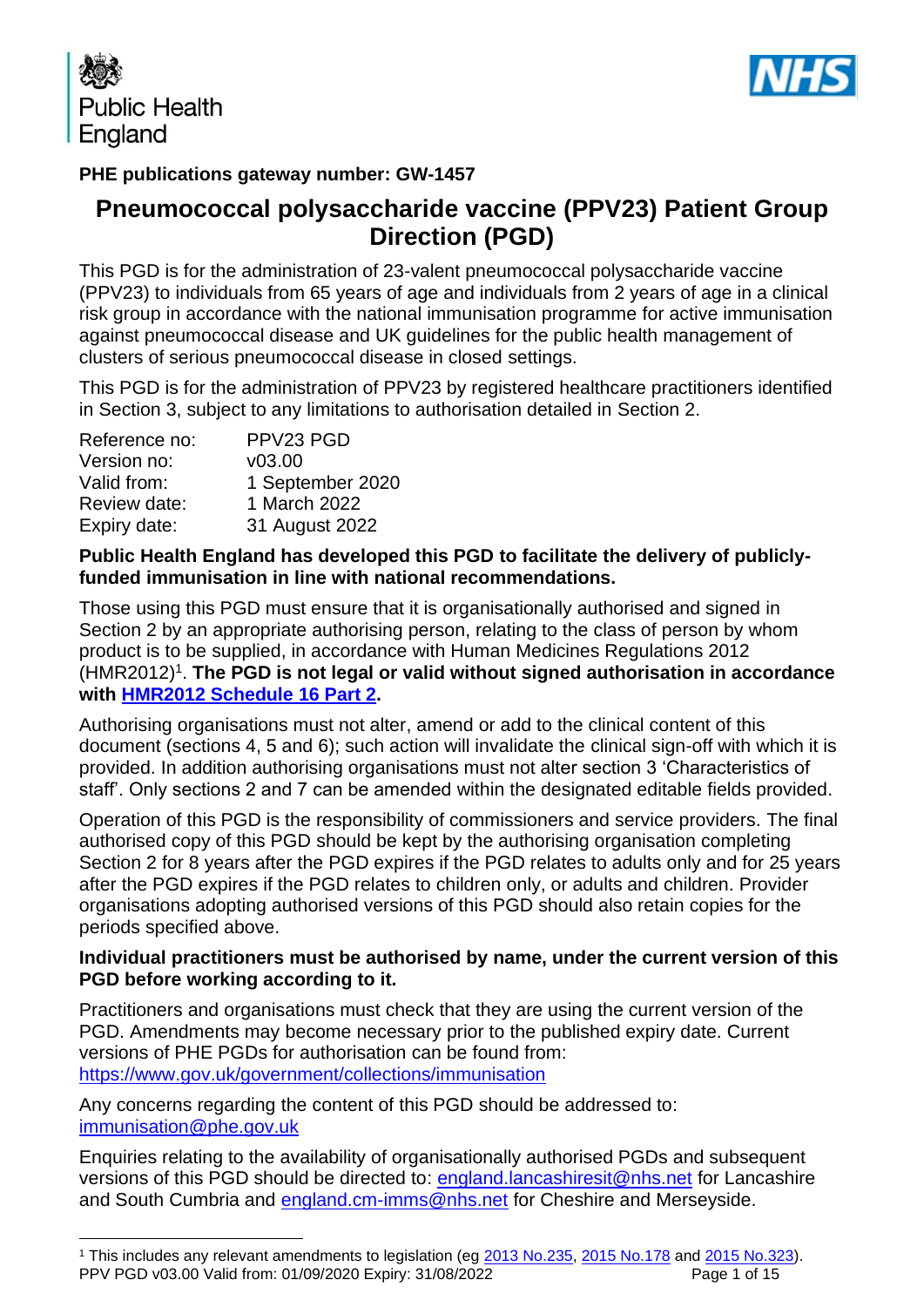**PHE publications gateway number: GW-1457**

# Pneumococcal polysaccharide vaccine (PPV23) Patient Group Direction (PGD)

This PGD is for the administration of 23-valent pneumococcal polysaccharide vaccine (PPV23) to individuals from 65 years of age and individuals from 2 years of age in a clinical risk group in accordance with the national immunisation programme for active immunisation against pneumococcal disease and UK guidelines for the public health management of clusters of serious pneumococcal disease in closed settings.

This PGD is for the administration of PPV23 by registered healthcare practitioners identified in Section 3, subject to any limitations to authorisation detailed in Section 2.

| | |
|---|---|
| Reference no: | PPV23 PGD |
| Version no: | v03.00 |
| Valid from: | 1 September 2020 |
| Review date: | 1 March 2022 |
| Expiry date: | 31 August 2022 |

**Public Health England has developed this PGD to facilitate the delivery of publicly-funded immunisation in line with national recommendations.**

Those using this PGD must ensure that it is organisationally authorised and signed in Section 2 by an appropriate authorising person, relating to the class of person by whom product is to be supplied, in accordance with Human Medicines Regulations 2012 (HMR2012)[1]. **The PGD is not legal or valid without signed authorisation in accordance with HMR2012 Schedule 16 Part 2.**

Authorising organisations must not alter, amend or add to the clinical content of this document (sections 4, 5 and 6); such action will invalidate the clinical sign-off with which it is provided. In addition authorising organisations must not alter section 3 'Characteristics of staff'. Only sections 2 and 7 can be amended within the designated editable fields provided.

Operation of this PGD is the responsibility of commissioners and service providers. The final authorised copy of this PGD should be kept by the authorising organisation completing Section 2 for 8 years after the PGD expires if the PGD relates to adults only and for 25 years after the PGD expires if the PGD relates to children only, or adults and children. Provider organisations adopting authorised versions of this PGD should also retain copies for the periods specified above.

**Individual practitioners must be authorised by name, under the current version of this PGD before working according to it.**

Practitioners and organisations must check that they are using the current version of the PGD. Amendments may become necessary prior to the published expiry date. Current versions of PHE PGDs for authorisation can be found from: https://www.gov.uk/government/collections/immunisation

Any concerns regarding the content of this PGD should be addressed to: immunisation@phe.gov.uk

Enquiries relating to the availability of organisationally authorised PGDs and subsequent versions of this PGD should be directed to: england.lancashiresit@nhs.net for Lancashire and South Cumbria and england.cm-imms@nhs.net for Cheshire and Merseyside.

---

[1] This includes any relevant amendments to legislation (eg 2013 No.235, 2015 No.178 and 2015 No.323).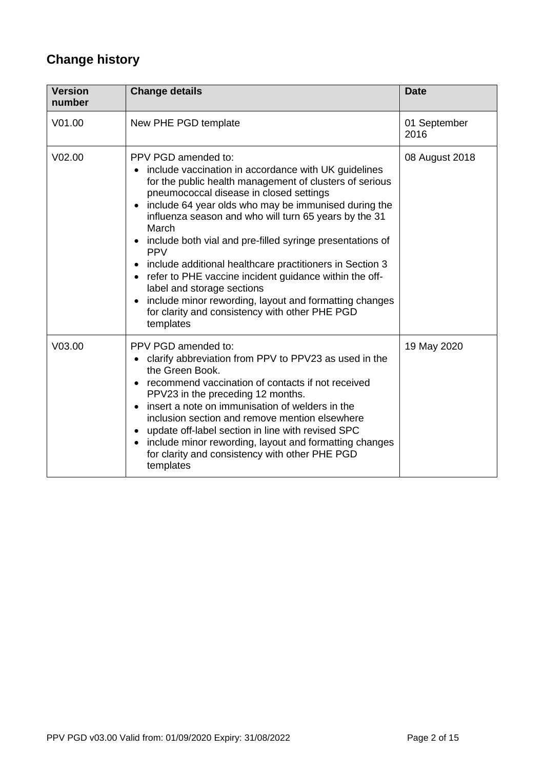## Change history

| Version number | Change details | Date |
|---|---|---|
| V01.00 | New PHE PGD template | 01 September 2016 |
| V02.00 | PPV PGD amended to:<br>• include vaccination in accordance with UK guidelines for the public health management of clusters of serious pneumococcal disease in closed settings<br>• include 64 year olds who may be immunised during the influenza season and who will turn 65 years by the 31 March<br>• include both vial and pre-filled syringe presentations of PPV<br>• include additional healthcare practitioners in Section 3<br>• refer to PHE vaccine incident guidance within the off-label and storage sections<br>• include minor rewording, layout and formatting changes for clarity and consistency with other PHE PGD templates | 08 August 2018 |
| V03.00 | PPV PGD amended to:<br>• clarify abbreviation from PPV to PPV23 as used in the the Green Book.<br>• recommend vaccination of contacts if not received PPV23 in the preceding 12 months.<br>• insert a note on immunisation of welders in the inclusion section and remove mention elsewhere<br>• update off-label section in line with revised SPC<br>• include minor rewording, layout and formatting changes for clarity and consistency with other PHE PGD templates | 19 May 2020 |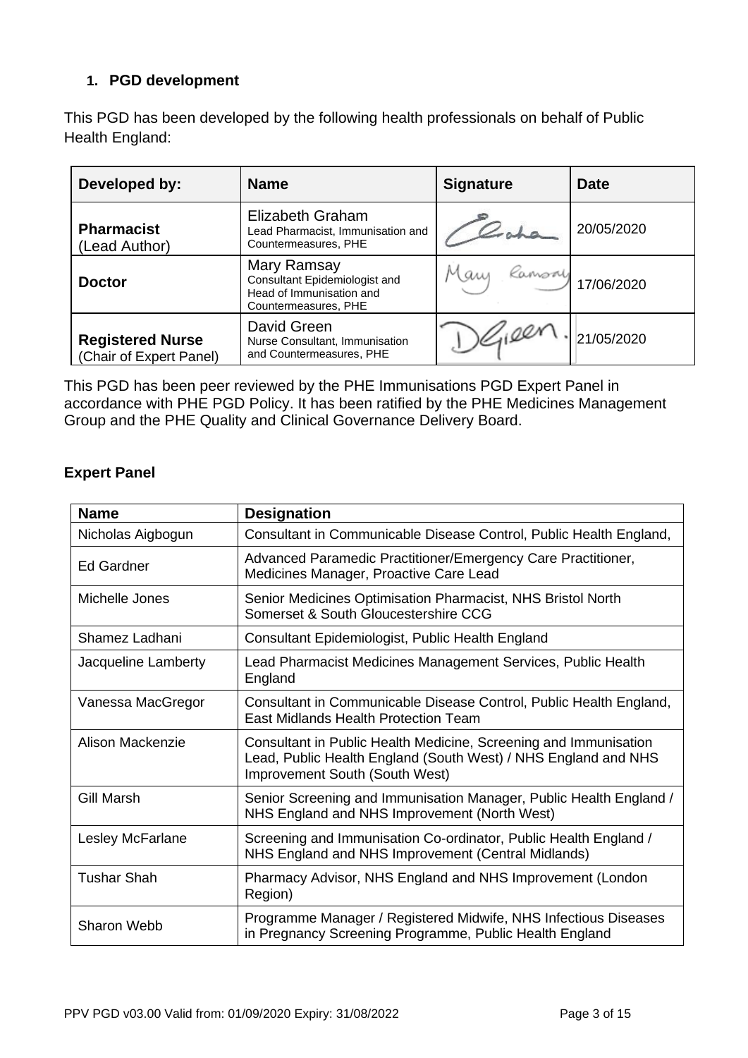## 1. PGD development

This PGD has been developed by the following health professionals on behalf of Public Health England:

| Developed by: | Name | Signature | Date |
|---|---|---|---|
| **Pharmacist** (Lead Author) | Elizabeth Graham<br>Lead Pharmacist, Immunisation and Countermeasures, PHE | | 20/05/2020 |
| **Doctor** | Mary Ramsay<br>Consultant Epidemiologist and Head of Immunisation and Countermeasures, PHE | | 17/06/2020 |
| **Registered Nurse** (Chair of Expert Panel) | David Green<br>Nurse Consultant, Immunisation and Countermeasures, PHE | | 21/05/2020 |

This PGD has been peer reviewed by the PHE Immunisations PGD Expert Panel in accordance with PHE PGD Policy. It has been ratified by the PHE Medicines Management Group and the PHE Quality and Clinical Governance Delivery Board.

### Expert Panel

| Name | Designation |
|---|---|
| Nicholas Aigbogun | Consultant in Communicable Disease Control, Public Health England, |
| Ed Gardner | Advanced Paramedic Practitioner/Emergency Care Practitioner, Medicines Manager, Proactive Care Lead |
| Michelle Jones | Senior Medicines Optimisation Pharmacist, NHS Bristol North Somerset & South Gloucestershire CCG |
| Shamez Ladhani | Consultant Epidemiologist, Public Health England |
| Jacqueline Lamberty | Lead Pharmacist Medicines Management Services, Public Health England |
| Vanessa MacGregor | Consultant in Communicable Disease Control, Public Health England, East Midlands Health Protection Team |
| Alison Mackenzie | Consultant in Public Health Medicine, Screening and Immunisation Lead, Public Health England (South West) / NHS England and NHS Improvement South (South West) |
| Gill Marsh | Senior Screening and Immunisation Manager, Public Health England / NHS England and NHS Improvement (North West) |
| Lesley McFarlane | Screening and Immunisation Co-ordinator, Public Health England / NHS England and NHS Improvement (Central Midlands) |
| Tushar Shah | Pharmacy Advisor, NHS England and NHS Improvement (London Region) |
| Sharon Webb | Programme Manager / Registered Midwife, NHS Infectious Diseases in Pregnancy Screening Programme, Public Health England |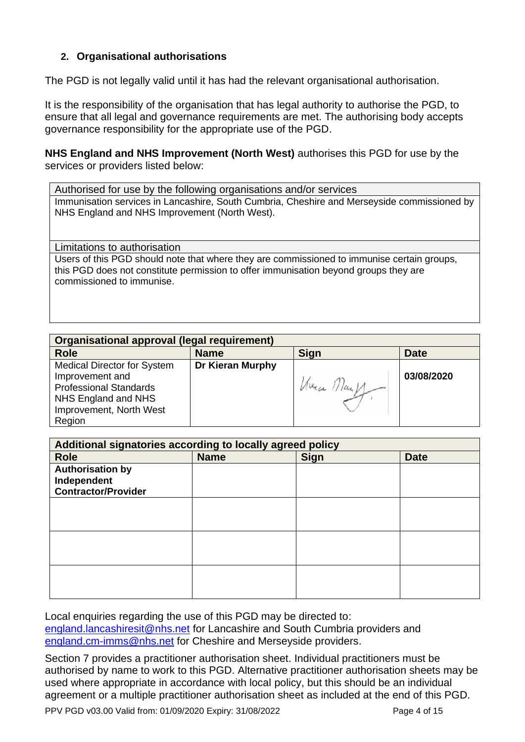## 2. Organisational authorisations

The PGD is not legally valid until it has had the relevant organisational authorisation.

It is the responsibility of the organisation that has legal authority to authorise the PGD, to ensure that all legal and governance requirements are met. The authorising body accepts governance responsibility for the appropriate use of the PGD.

**NHS England and NHS Improvement (North West)** authorises this PGD for use by the services or providers listed below:

| Authorised for use by the following organisations and/or services |
|---|
| Immunisation services in Lancashire, South Cumbria, Cheshire and Merseyside commissioned by NHS England and NHS Improvement (North West). |
| Limitations to authorisation |
| Users of this PGD should note that where they are commissioned to immunise certain groups, this PGD does not constitute permission to offer immunisation beyond groups they are commissioned to immunise. |

| **Organisational approval (legal requirement)** | | | |
|---|---|---|---|
| **Role** | **Name** | **Sign** | **Date** |
| Medical Director for System Improvement and Professional Standards NHS England and NHS Improvement, North West Region | **Dr Kieran Murphy** | Kieran Murphy | **03/08/2020** |

| **Additional signatories according to locally agreed policy** | | | |
|---|---|---|---|
| **Role** | **Name** | **Sign** | **Date** |
| **Authorisation by Independent Contractor/Provider** | | | |
| | | | |
| | | | |
| | | | |

Local enquiries regarding the use of this PGD may be directed to: england.lancashiresit@nhs.net for Lancashire and South Cumbria providers and england.cm-imms@nhs.net for Cheshire and Merseyside providers.

Section 7 provides a practitioner authorisation sheet. Individual practitioners must be authorised by name to work to this PGD. Alternative practitioner authorisation sheets may be used where appropriate in accordance with local policy, but this should be an individual agreement or a multiple practitioner authorisation sheet as included at the end of this PGD.

PPV PGD v03.00 Valid from: 01/09/2020 Expiry: 31/08/2022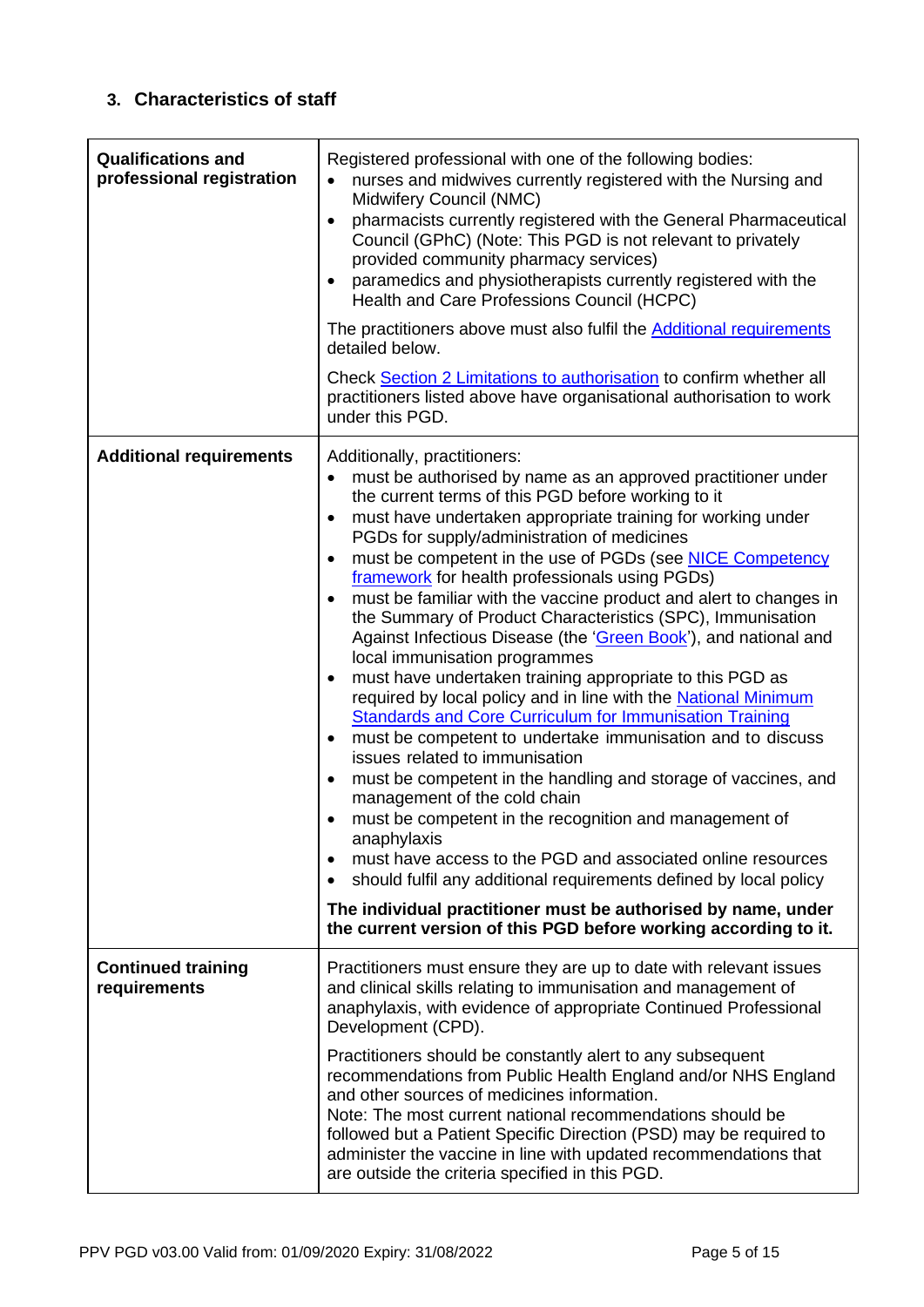## 3. Characteristics of staff

| | |
|---|---|
| **Qualifications and professional registration** | Registered professional with one of the following bodies:<br>• nurses and midwives currently registered with the Nursing and Midwifery Council (NMC)<br>• pharmacists currently registered with the General Pharmaceutical Council (GPhC) (Note: This PGD is not relevant to privately provided community pharmacy services)<br>• paramedics and physiotherapists currently registered with the Health and Care Professions Council (HCPC)<br><br>The practitioners above must also fulfil the Additional requirements detailed below.<br><br>Check Section 2 Limitations to authorisation to confirm whether all practitioners listed above have organisational authorisation to work under this PGD. |
| **Additional requirements** | Additionally, practitioners:<br>• must be authorised by name as an approved practitioner under the current terms of this PGD before working to it<br>• must have undertaken appropriate training for working under PGDs for supply/administration of medicines<br>• must be competent in the use of PGDs (see NICE Competency framework for health professionals using PGDs)<br>• must be familiar with the vaccine product and alert to changes in the Summary of Product Characteristics (SPC), Immunisation Against Infectious Disease (the 'Green Book'), and national and local immunisation programmes<br>• must have undertaken training appropriate to this PGD as required by local policy and in line with the National Minimum Standards and Core Curriculum for Immunisation Training<br>• must be competent to undertake immunisation and to discuss issues related to immunisation<br>• must be competent in the handling and storage of vaccines, and management of the cold chain<br>• must be competent in the recognition and management of anaphylaxis<br>• must have access to the PGD and associated online resources<br>• should fulfil any additional requirements defined by local policy<br><br>**The individual practitioner must be authorised by name, under the current version of this PGD before working according to it.** |
| **Continued training requirements** | Practitioners must ensure they are up to date with relevant issues and clinical skills relating to immunisation and management of anaphylaxis, with evidence of appropriate Continued Professional Development (CPD).<br><br>Practitioners should be constantly alert to any subsequent recommendations from Public Health England and/or NHS England and other sources of medicines information.<br>Note: The most current national recommendations should be followed but a Patient Specific Direction (PSD) may be required to administer the vaccine in line with updated recommendations that are outside the criteria specified in this PGD. |

PPV PGD v03.00 Valid from: 01/09/2020 Expiry: 31/08/2022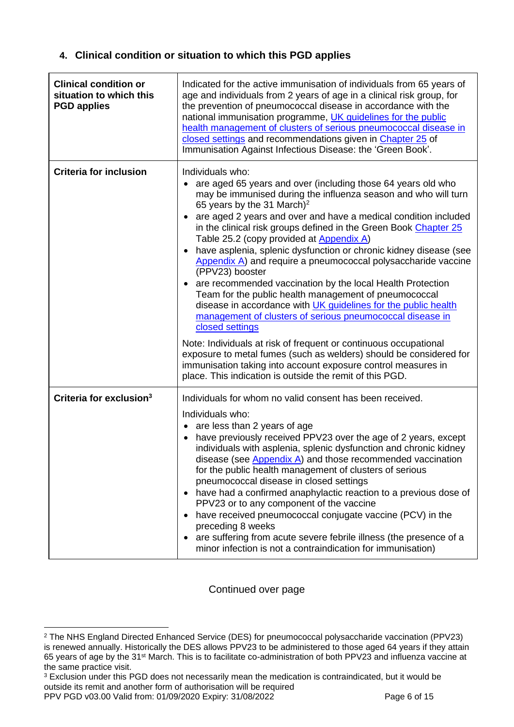## 4. Clinical condition or situation to which this PGD applies

| | |
|---|---|
| **Clinical condition or situation to which this PGD applies** | Indicated for the active immunisation of individuals from 65 years of age and individuals from 2 years of age in a clinical risk group, for the prevention of pneumococcal disease in accordance with the national immunisation programme, UK guidelines for the public health management of clusters of serious pneumococcal disease in closed settings and recommendations given in Chapter 25 of Immunisation Against Infectious Disease: the 'Green Book'. |
| **Criteria for inclusion** | Individuals who:<br>• are aged 65 years and over (including those 64 years old who may be immunised during the influenza season and who will turn 65 years by the 31 March)[2]<br>• are aged 2 years and over and have a medical condition included in the clinical risk groups defined in the Green Book Chapter 25 Table 25.2 (copy provided at Appendix A)<br>• have asplenia, splenic dysfunction or chronic kidney disease (see Appendix A) and require a pneumococcal polysaccharide vaccine (PPV23) booster<br>• are recommended vaccination by the local Health Protection Team for the public health management of pneumococcal disease in accordance with UK guidelines for the public health management of clusters of serious pneumococcal disease in closed settings<br><br>Note: Individuals at risk of frequent or continuous occupational exposure to metal fumes (such as welders) should be considered for immunisation taking into account exposure control measures in place. This indication is outside the remit of this PGD. |
| **Criteria for exclusion[3]** | Individuals for whom no valid consent has been received.<br><br>Individuals who:<br>• are less than 2 years of age<br>• have previously received PPV23 over the age of 2 years, except individuals with asplenia, splenic dysfunction and chronic kidney disease (see Appendix A) and those recommended vaccination for the public health management of clusters of serious pneumococcal disease in closed settings<br>• have had a confirmed anaphylactic reaction to a previous dose of PPV23 or to any component of the vaccine<br>• have received pneumococcal conjugate vaccine (PCV) in the preceding 8 weeks<br>• are suffering from acute severe febrile illness (the presence of a minor infection is not a contraindication for immunisation) |

Continued over page

[2] The NHS England Directed Enhanced Service (DES) for pneumococcal polysaccharide vaccination (PPV23) is renewed annually. Historically the DES allows PPV23 to be administered to those aged 64 years if they attain 65 years of age by the 31st March. This is to facilitate co-administration of both PPV23 and influenza vaccine at the same practice visit.

[3] Exclusion under this PGD does not necessarily mean the medication is contraindicated, but it would be outside its remit and another form of authorisation will be required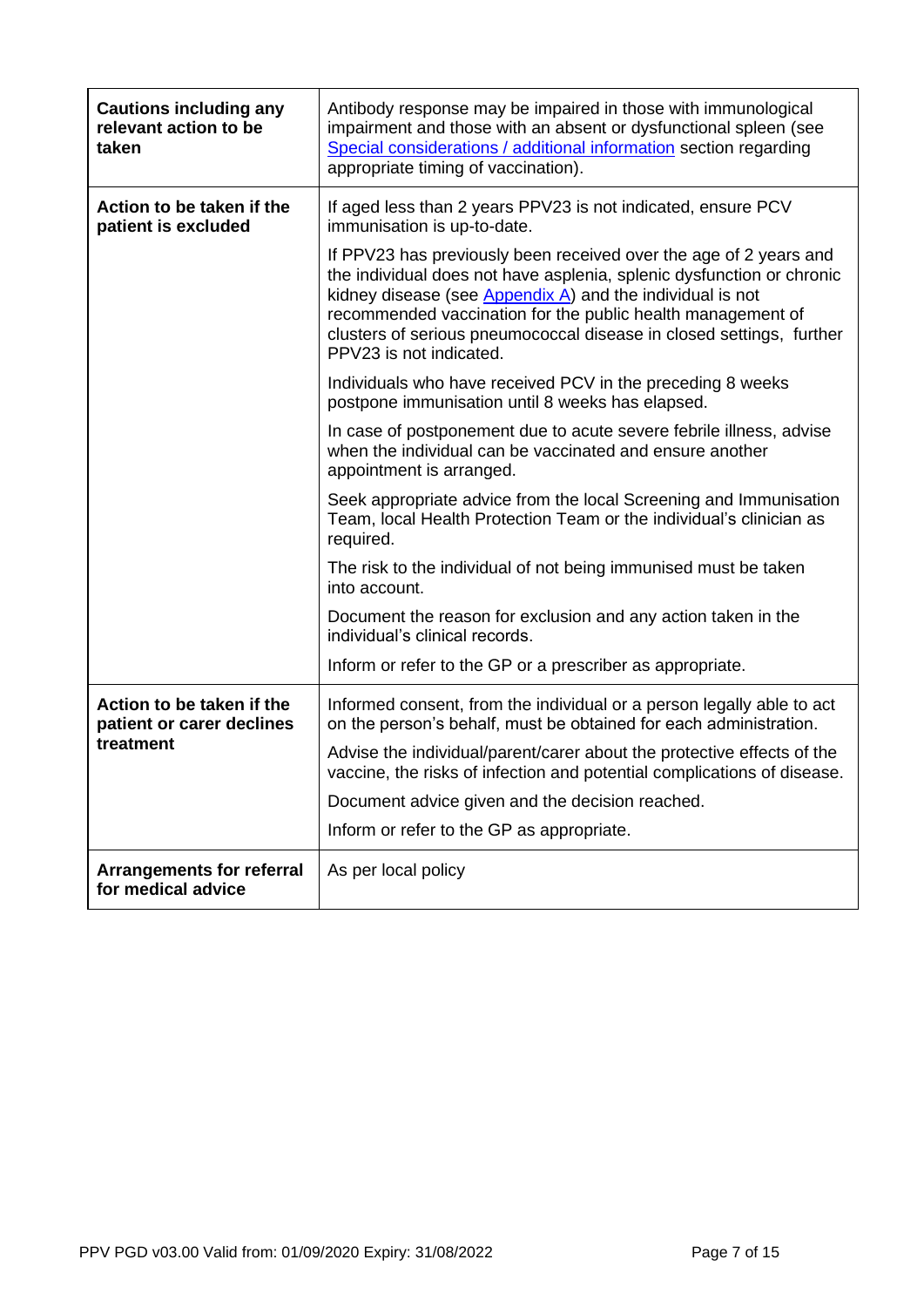| | |
|---|---|
| **Cautions including any relevant action to be taken** | Antibody response may be impaired in those with immunological impairment and those with an absent or dysfunctional spleen (see Special considerations / additional information section regarding appropriate timing of vaccination). |
| **Action to be taken if the patient is excluded** | If aged less than 2 years PPV23 is not indicated, ensure PCV immunisation is up-to-date.<br><br>If PPV23 has previously been received over the age of 2 years and the individual does not have asplenia, splenic dysfunction or chronic kidney disease (see Appendix A) and the individual is not recommended vaccination for the public health management of clusters of serious pneumococcal disease in closed settings, further PPV23 is not indicated.<br><br>Individuals who have received PCV in the preceding 8 weeks postpone immunisation until 8 weeks has elapsed.<br><br>In case of postponement due to acute severe febrile illness, advise when the individual can be vaccinated and ensure another appointment is arranged.<br><br>Seek appropriate advice from the local Screening and Immunisation Team, local Health Protection Team or the individual's clinician as required.<br><br>The risk to the individual of not being immunised must be taken into account.<br><br>Document the reason for exclusion and any action taken in the individual's clinical records.<br><br>Inform or refer to the GP or a prescriber as appropriate. |
| **Action to be taken if the patient or carer declines treatment** | Informed consent, from the individual or a person legally able to act on the person's behalf, must be obtained for each administration.<br><br>Advise the individual/parent/carer about the protective effects of the vaccine, the risks of infection and potential complications of disease.<br><br>Document advice given and the decision reached.<br><br>Inform or refer to the GP as appropriate. |
| **Arrangements for referral for medical advice** | As per local policy |

PPV PGD v03.00 Valid from: 01/09/2020 Expiry: 31/08/2022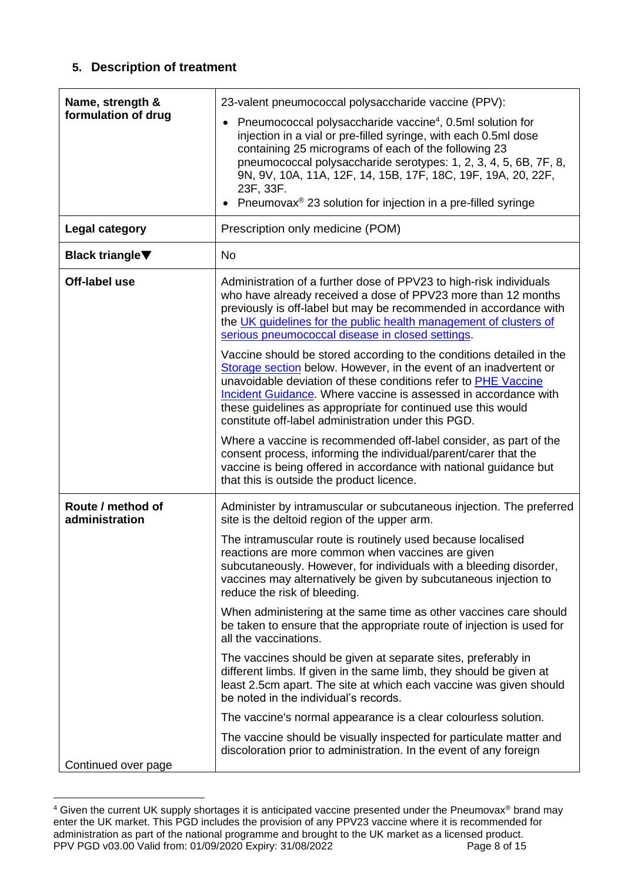## 5. Description of treatment

| | |
|---|---|
| **Name, strength & formulation of drug** | 23-valent pneumococcal polysaccharide vaccine (PPV):<br>• Pneumococcal polysaccharide vaccine[4], 0.5ml solution for injection in a vial or pre-filled syringe, with each 0.5ml dose containing 25 micrograms of each of the following 23 pneumococcal polysaccharide serotypes: 1, 2, 3, 4, 5, 6B, 7F, 8, 9N, 9V, 10A, 11A, 12F, 14, 15B, 17F, 18C, 19F, 19A, 20, 22F, 23F, 33F.<br>• Pneumovax® 23 solution for injection in a pre-filled syringe |
| **Legal category** | Prescription only medicine (POM) |
| **Black triangle▼** | No |
| **Off-label use** | Administration of a further dose of PPV23 to high-risk individuals who have already received a dose of PPV23 more than 12 months previously is off-label but may be recommended in accordance with the UK guidelines for the public health management of clusters of serious pneumococcal disease in closed settings.<br><br>Vaccine should be stored according to the conditions detailed in the Storage section below. However, in the event of an inadvertent or unavoidable deviation of these conditions refer to PHE Vaccine Incident Guidance. Where vaccine is assessed in accordance with these guidelines as appropriate for continued use this would constitute off-label administration under this PGD.<br><br>Where a vaccine is recommended off-label consider, as part of the consent process, informing the individual/parent/carer that the vaccine is being offered in accordance with national guidance but that this is outside the product licence. |
| **Route / method of administration**<br><br>Continued over page | Administer by intramuscular or subcutaneous injection. The preferred site is the deltoid region of the upper arm.<br><br>The intramuscular route is routinely used because localised reactions are more common when vaccines are given subcutaneously. However, for individuals with a bleeding disorder, vaccines may alternatively be given by subcutaneous injection to reduce the risk of bleeding.<br><br>When administering at the same time as other vaccines care should be taken to ensure that the appropriate route of injection is used for all the vaccinations.<br><br>The vaccines should be given at separate sites, preferably in different limbs. If given in the same limb, they should be given at least 2.5cm apart. The site at which each vaccine was given should be noted in the individual's records.<br><br>The vaccine's normal appearance is a clear colourless solution.<br><br>The vaccine should be visually inspected for particulate matter and discoloration prior to administration. In the event of any foreign |

[4] Given the current UK supply shortages it is anticipated vaccine presented under the Pneumovax® brand may enter the UK market. This PGD includes the provision of any PPV23 vaccine where it is recommended for administration as part of the national programme and brought to the UK market as a licensed product.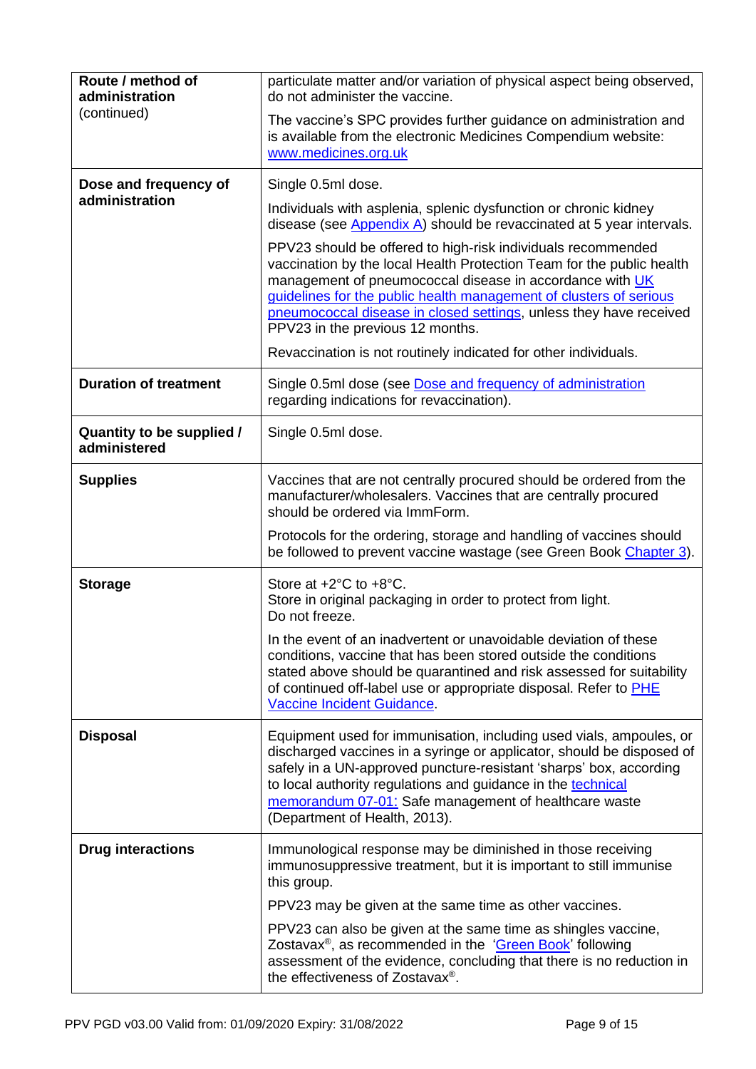| | |
|---|---|
| **Route / method of administration** (continued) | particulate matter and/or variation of physical aspect being observed, do not administer the vaccine.<br><br>The vaccine's SPC provides further guidance on administration and is available from the electronic Medicines Compendium website: [www.medicines.org.uk](www.medicines.org.uk) |
| **Dose and frequency of administration** | Single 0.5ml dose.<br><br>Individuals with asplenia, splenic dysfunction or chronic kidney disease (see Appendix A) should be revaccinated at 5 year intervals.<br><br>PPV23 should be offered to high-risk individuals recommended vaccination by the local Health Protection Team for the public health management of pneumococcal disease in accordance with UK guidelines for the public health management of clusters of serious pneumococcal disease in closed settings, unless they have received PPV23 in the previous 12 months.<br><br>Revaccination is not routinely indicated for other individuals. |
| **Duration of treatment** | Single 0.5ml dose (see Dose and frequency of administration regarding indications for revaccination). |
| **Quantity to be supplied / administered** | Single 0.5ml dose. |
| **Supplies** | Vaccines that are not centrally procured should be ordered from the manufacturer/wholesalers. Vaccines that are centrally procured should be ordered via ImmForm.<br><br>Protocols for the ordering, storage and handling of vaccines should be followed to prevent vaccine wastage (see Green Book Chapter 3). |
| **Storage** | Store at +2°C to +8°C.<br>Store in original packaging in order to protect from light.<br>Do not freeze.<br><br>In the event of an inadvertent or unavoidable deviation of these conditions, vaccine that has been stored outside the conditions stated above should be quarantined and risk assessed for suitability of continued off-label use or appropriate disposal. Refer to PHE Vaccine Incident Guidance. |
| **Disposal** | Equipment used for immunisation, including used vials, ampoules, or discharged vaccines in a syringe or applicator, should be disposed of safely in a UN-approved puncture-resistant 'sharps' box, according to local authority regulations and guidance in the technical memorandum 07-01: Safe management of healthcare waste (Department of Health, 2013). |
| **Drug interactions** | Immunological response may be diminished in those receiving immunosuppressive treatment, but it is important to still immunise this group.<br><br>PPV23 may be given at the same time as other vaccines.<br><br>PPV23 can also be given at the same time as shingles vaccine, Zostavax®, as recommended in the 'Green Book' following assessment of the evidence, concluding that there is no reduction in the effectiveness of Zostavax®. |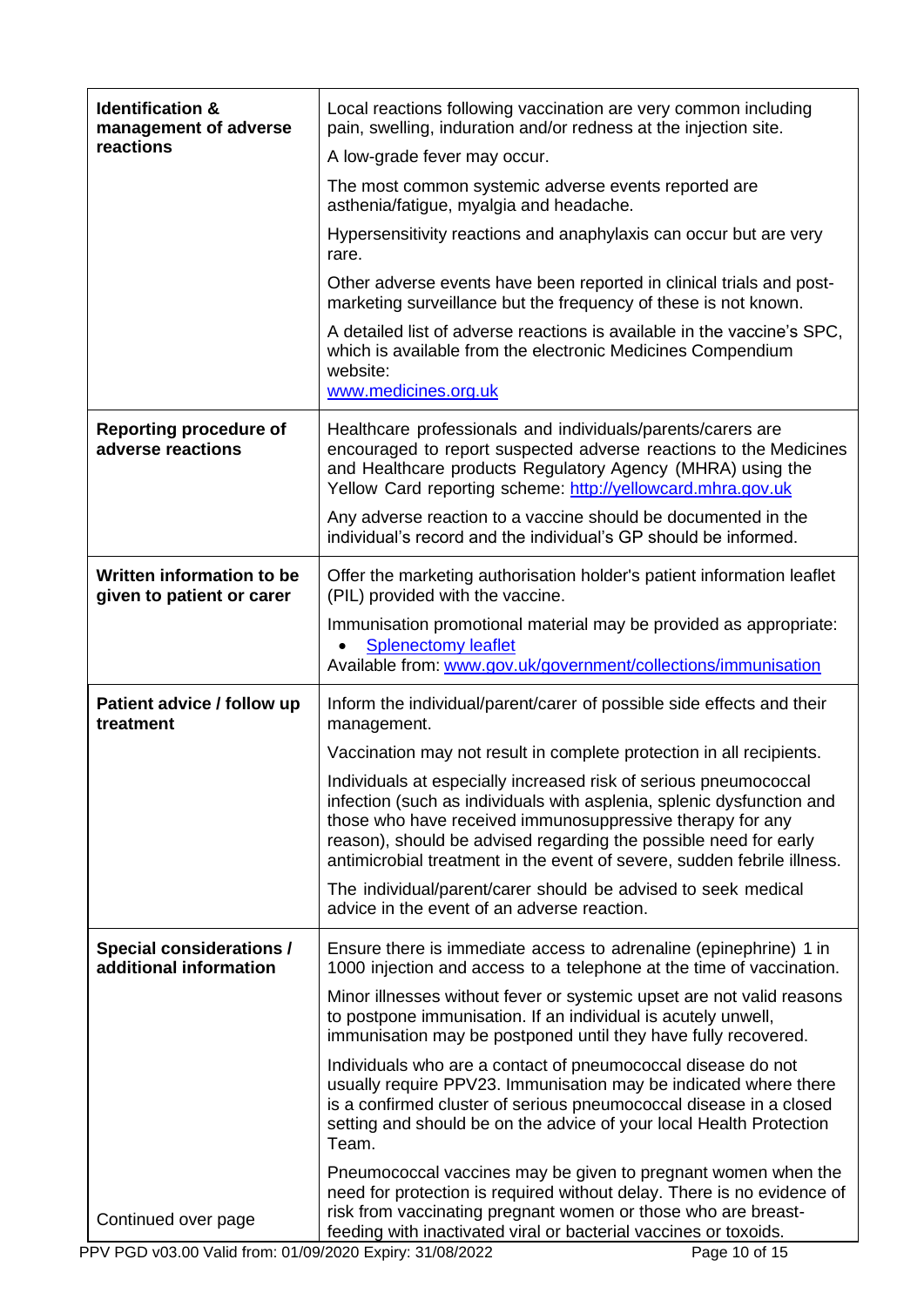| | |
|---|---|
| **Identification & management of adverse reactions** | Local reactions following vaccination are very common including pain, swelling, induration and/or redness at the injection site.<br><br>A low-grade fever may occur.<br><br>The most common systemic adverse events reported are asthenia/fatigue, myalgia and headache.<br><br>Hypersensitivity reactions and anaphylaxis can occur but are very rare.<br><br>Other adverse events have been reported in clinical trials and post-marketing surveillance but the frequency of these is not known.<br><br>A detailed list of adverse reactions is available in the vaccine's SPC, which is available from the electronic Medicines Compendium website:<br>[www.medicines.org.uk](www.medicines.org.uk) |
| **Reporting procedure of adverse reactions** | Healthcare professionals and individuals/parents/carers are encouraged to report suspected adverse reactions to the Medicines and Healthcare products Regulatory Agency (MHRA) using the Yellow Card reporting scheme: [http://yellowcard.mhra.gov.uk](http://yellowcard.mhra.gov.uk)<br><br>Any adverse reaction to a vaccine should be documented in the individual's record and the individual's GP should be informed. |
| **Written information to be given to patient or carer** | Offer the marketing authorisation holder's patient information leaflet (PIL) provided with the vaccine.<br><br>Immunisation promotional material may be provided as appropriate:<br>• Splenectomy leaflet<br>Available from: [www.gov.uk/government/collections/immunisation](www.gov.uk/government/collections/immunisation) |
| **Patient advice / follow up treatment** | Inform the individual/parent/carer of possible side effects and their management.<br><br>Vaccination may not result in complete protection in all recipients.<br><br>Individuals at especially increased risk of serious pneumococcal infection (such as individuals with asplenia, splenic dysfunction and those who have received immunosuppressive therapy for any reason), should be advised regarding the possible need for early antimicrobial treatment in the event of severe, sudden febrile illness.<br><br>The individual/parent/carer should be advised to seek medical advice in the event of an adverse reaction. |
| **Special considerations / additional information**<br><br>Continued over page | Ensure there is immediate access to adrenaline (epinephrine) 1 in 1000 injection and access to a telephone at the time of vaccination.<br><br>Minor illnesses without fever or systemic upset are not valid reasons to postpone immunisation. If an individual is acutely unwell, immunisation may be postponed until they have fully recovered.<br><br>Individuals who are a contact of pneumococcal disease do not usually require PPV23. Immunisation may be indicated where there is a confirmed cluster of serious pneumococcal disease in a closed setting and should be on the advice of your local Health Protection Team.<br><br>Pneumococcal vaccines may be given to pregnant women when the need for protection is required without delay. There is no evidence of risk from vaccinating pregnant women or those who are breast-feeding with inactivated viral or bacterial vaccines or toxoids. |

PPV PGD v03.00 Valid from: 01/09/2020 Expiry: 31/08/2022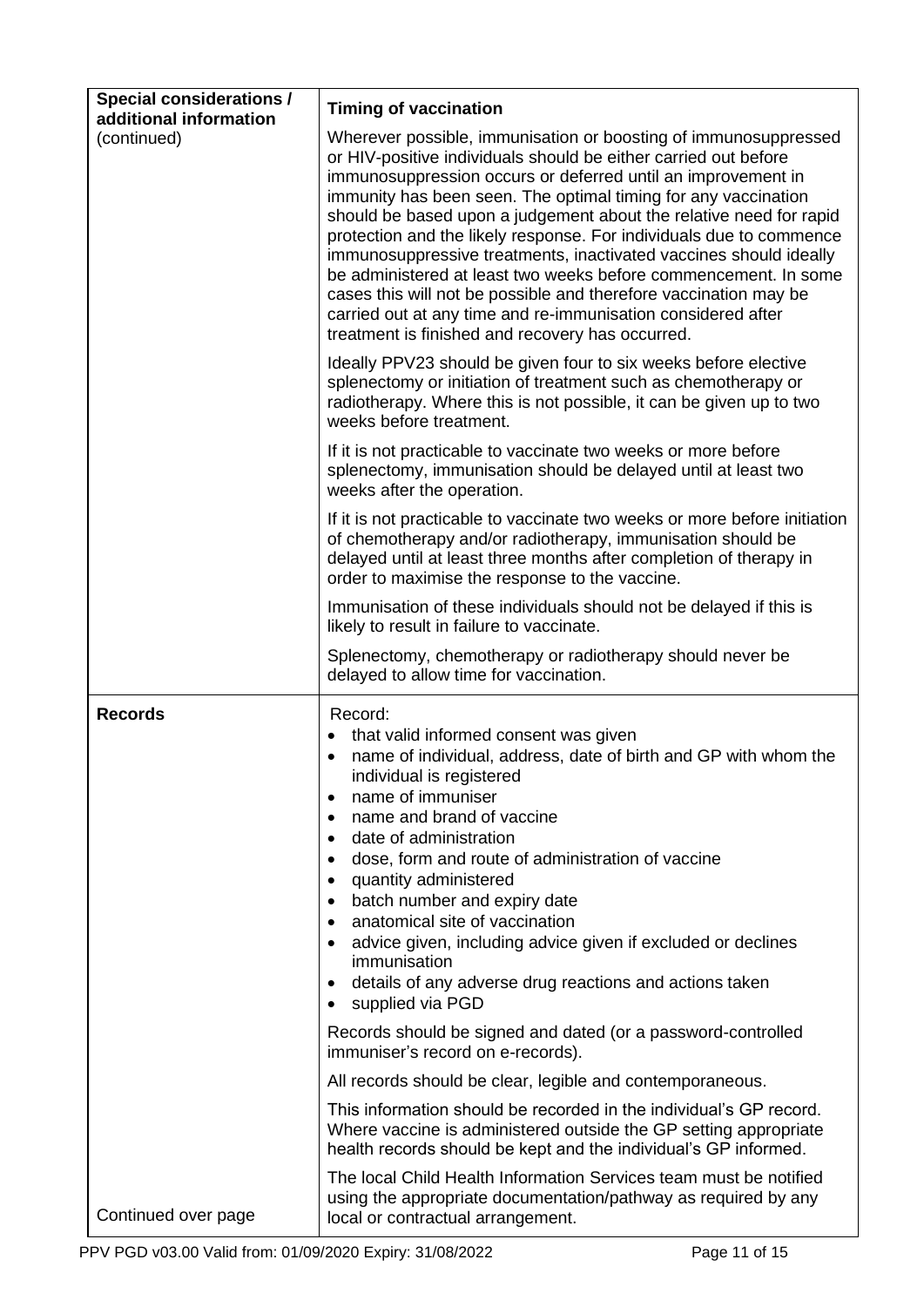| | |
|---|---|
| **Special considerations / additional information** (continued) | **Timing of vaccination**<br><br>Wherever possible, immunisation or boosting of immunosuppressed or HIV-positive individuals should be either carried out before immunosuppression occurs or deferred until an improvement in immunity has been seen. The optimal timing for any vaccination should be based upon a judgement about the relative need for rapid protection and the likely response. For individuals due to commence immunosuppressive treatments, inactivated vaccines should ideally be administered at least two weeks before commencement. In some cases this will not be possible and therefore vaccination may be carried out at any time and re-immunisation considered after treatment is finished and recovery has occurred.<br><br>Ideally PPV23 should be given four to six weeks before elective splenectomy or initiation of treatment such as chemotherapy or radiotherapy. Where this is not possible, it can be given up to two weeks before treatment.<br><br>If it is not practicable to vaccinate two weeks or more before splenectomy, immunisation should be delayed until at least two weeks after the operation.<br><br>If it is not practicable to vaccinate two weeks or more before initiation of chemotherapy and/or radiotherapy, immunisation should be delayed until at least three months after completion of therapy in order to maximise the response to the vaccine.<br><br>Immunisation of these individuals should not be delayed if this is likely to result in failure to vaccinate.<br><br>Splenectomy, chemotherapy or radiotherapy should never be delayed to allow time for vaccination. |
| **Records**<br><br>Continued over page | Record:<br>• that valid informed consent was given<br>• name of individual, address, date of birth and GP with whom the individual is registered<br>• name of immuniser<br>• name and brand of vaccine<br>• date of administration<br>• dose, form and route of administration of vaccine<br>• quantity administered<br>• batch number and expiry date<br>• anatomical site of vaccination<br>• advice given, including advice given if excluded or declines immunisation<br>• details of any adverse drug reactions and actions taken<br>• supplied via PGD<br><br>Records should be signed and dated (or a password-controlled immuniser's record on e-records).<br><br>All records should be clear, legible and contemporaneous.<br><br>This information should be recorded in the individual's GP record. Where vaccine is administered outside the GP setting appropriate health records should be kept and the individual's GP informed.<br><br>The local Child Health Information Services team must be notified using the appropriate documentation/pathway as required by any local or contractual arrangement. |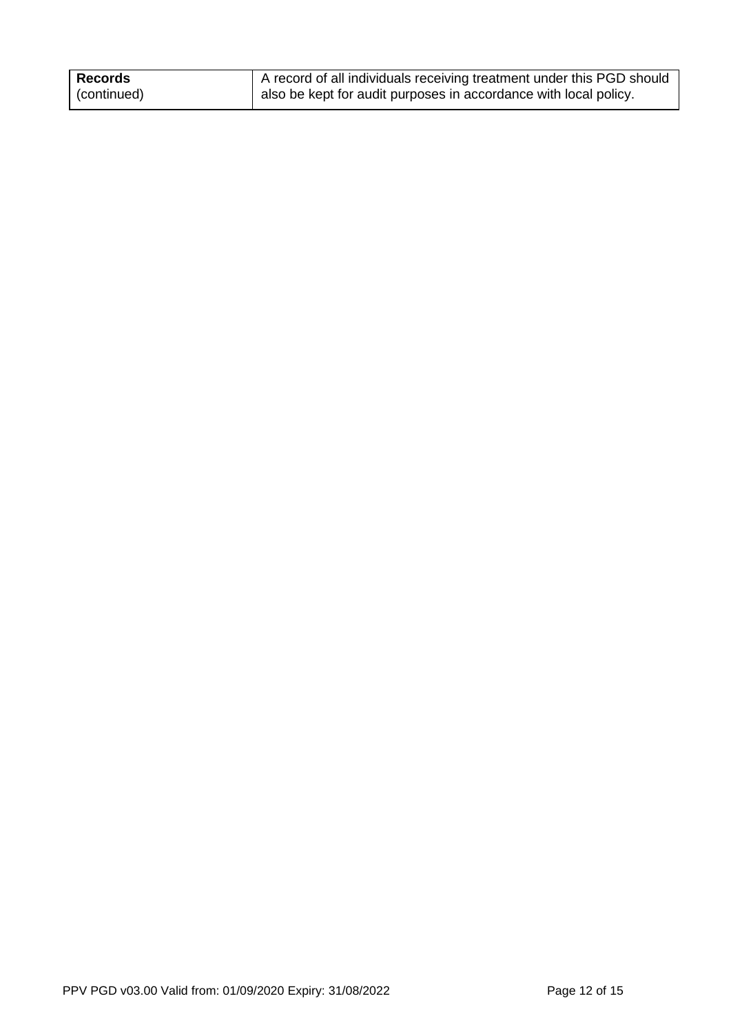| **Records** (continued) | A record of all individuals receiving treatment under this PGD should also be kept for audit purposes in accordance with local policy. |
|---|---|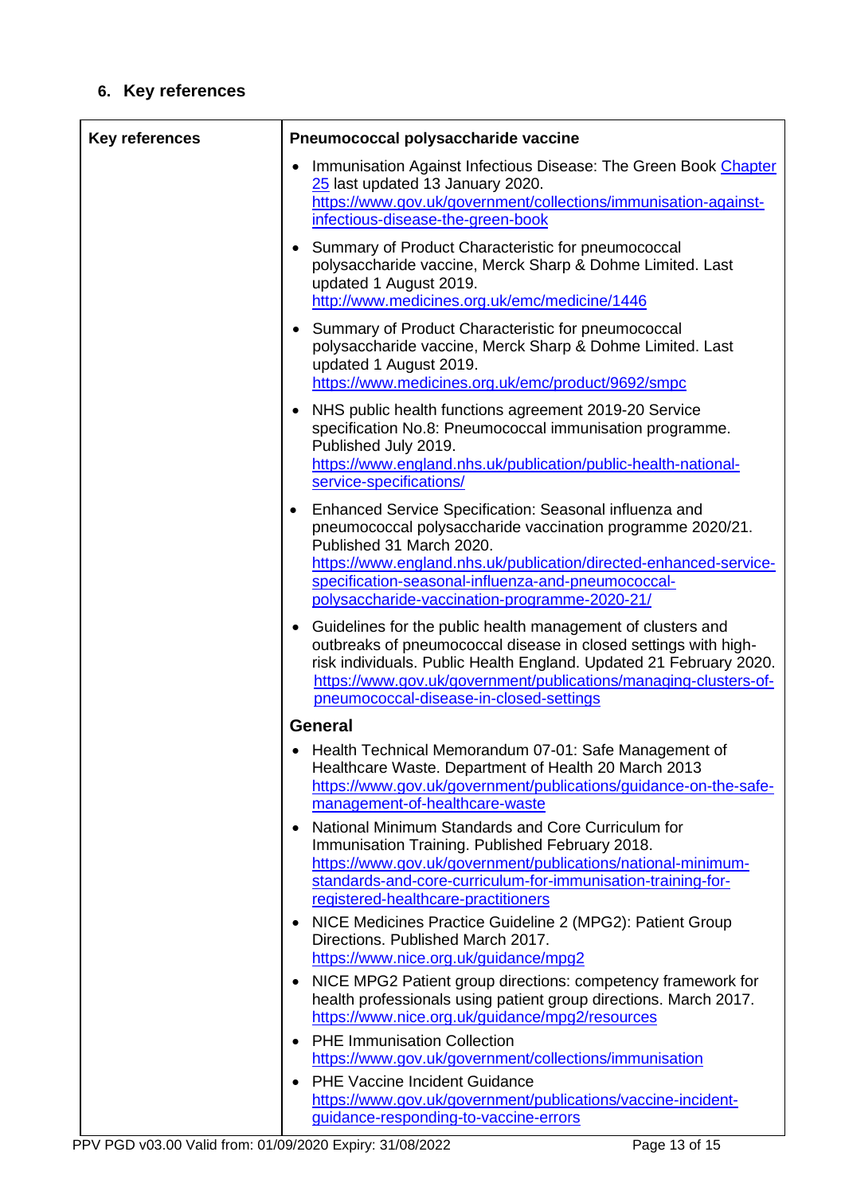## 6. Key references

| Key references | Pneumococcal polysaccharide vaccine |
|---|---|
| | <ul><li>Immunisation Against Infectious Disease: The Green Book Chapter 25 last updated 13 January 2020. https://www.gov.uk/government/collections/immunisation-against-infectious-disease-the-green-book</li><li>Summary of Product Characteristic for pneumococcal polysaccharide vaccine, Merck Sharp & Dohme Limited. Last updated 1 August 2019. http://www.medicines.org.uk/emc/medicine/1446</li><li>Summary of Product Characteristic for pneumococcal polysaccharide vaccine, Merck Sharp & Dohme Limited. Last updated 1 August 2019. https://www.medicines.org.uk/emc/product/9692/smpc</li><li>NHS public health functions agreement 2019-20 Service specification No.8: Pneumococcal immunisation programme. Published July 2019. https://www.england.nhs.uk/publication/public-health-national-service-specifications/</li><li>Enhanced Service Specification: Seasonal influenza and pneumococcal polysaccharide vaccination programme 2020/21. Published 31 March 2020. https://www.england.nhs.uk/publication/directed-enhanced-service-specification-seasonal-influenza-and-pneumococcal-polysaccharide-vaccination-programme-2020-21/</li><li>Guidelines for the public health management of clusters and outbreaks of pneumococcal disease in closed settings with high-risk individuals. Public Health England. Updated 21 February 2020. https://www.gov.uk/government/publications/managing-clusters-of-pneumococcal-disease-in-closed-settings</li></ul> |
| | **General** |
| | <ul><li>Health Technical Memorandum 07-01: Safe Management of Healthcare Waste. Department of Health 20 March 2013 https://www.gov.uk/government/publications/guidance-on-the-safe-management-of-healthcare-waste</li><li>National Minimum Standards and Core Curriculum for Immunisation Training. Published February 2018. https://www.gov.uk/government/publications/national-minimum-standards-and-core-curriculum-for-immunisation-training-for-registered-healthcare-practitioners</li><li>NICE Medicines Practice Guideline 2 (MPG2): Patient Group Directions. Published March 2017. https://www.nice.org.uk/guidance/mpg2</li><li>NICE MPG2 Patient group directions: competency framework for health professionals using patient group directions. March 2017. https://www.nice.org.uk/guidance/mpg2/resources</li><li>PHE Immunisation Collection https://www.gov.uk/government/collections/immunisation</li><li>PHE Vaccine Incident Guidance https://www.gov.uk/government/publications/vaccine-incident-guidance-responding-to-vaccine-errors</li></ul> |

PPV PGD v03.00 Valid from: 01/09/2020 Expiry: 31/08/2022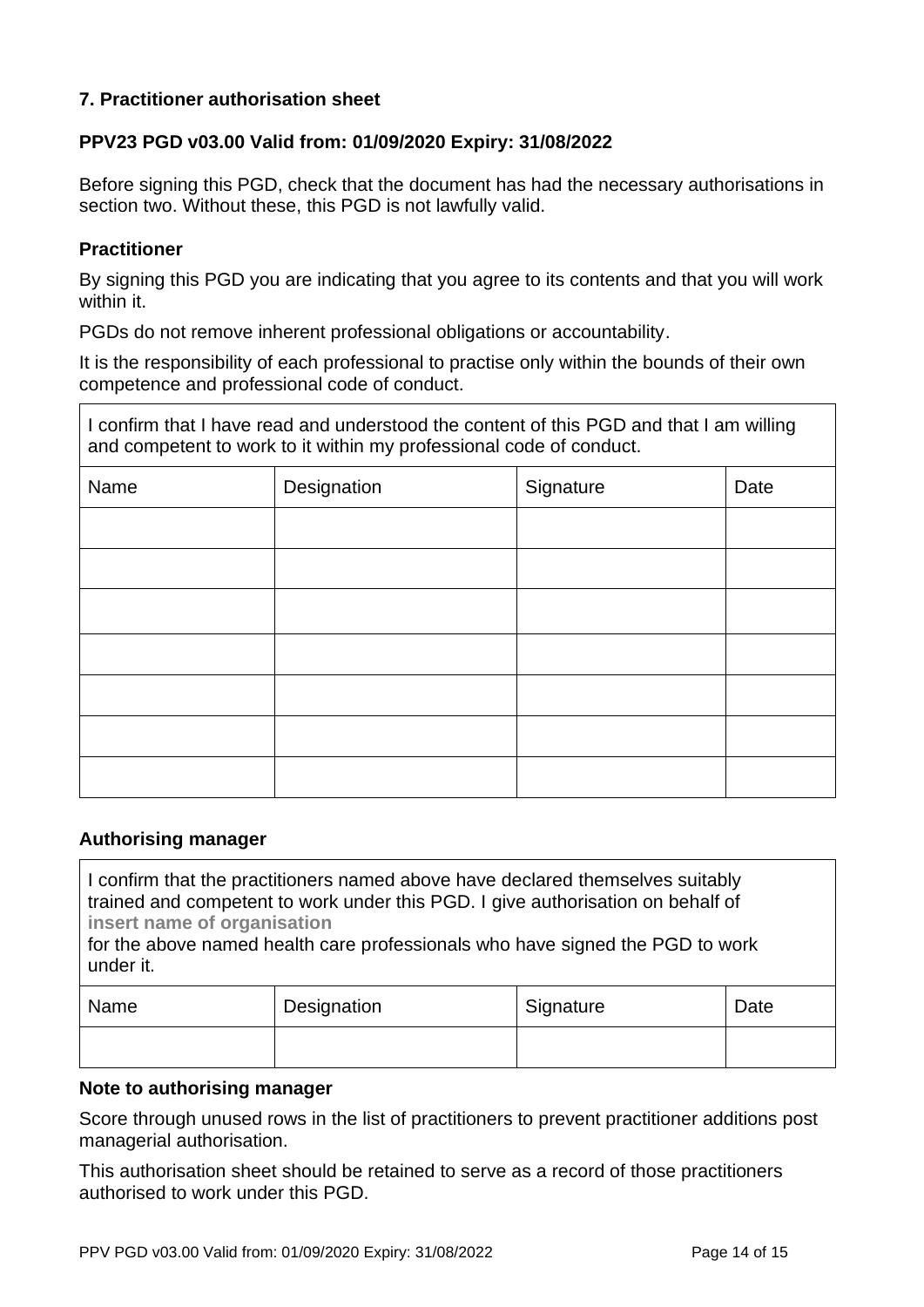## 7. Practitioner authorisation sheet

**PPV23 PGD v03.00 Valid from: 01/09/2020 Expiry: 31/08/2022**

Before signing this PGD, check that the document has had the necessary authorisations in section two. Without these, this PGD is not lawfully valid.

### Practitioner

By signing this PGD you are indicating that you agree to its contents and that you will work within it.

PGDs do not remove inherent professional obligations or accountability.

It is the responsibility of each professional to practise only within the bounds of their own competence and professional code of conduct.

| I confirm that I have read and understood the content of this PGD and that I am willing and competent to work to it within my professional code of conduct. | | | |
|---|---|---|---|
| Name | Designation | Signature | Date |
| | | | |
| | | | |
| | | | |
| | | | |
| | | | |
| | | | |
| | | | |

### Authorising manager

| I confirm that the practitioners named above have declared themselves suitably trained and competent to work under this PGD. I give authorisation on behalf of **insert name of organisation** for the above named health care professionals who have signed the PGD to work under it. | | | |
|---|---|---|---|
| Name | Designation | Signature | Date |
| | | | |

### Note to authorising manager

Score through unused rows in the list of practitioners to prevent practitioner additions post managerial authorisation.

This authorisation sheet should be retained to serve as a record of those practitioners authorised to work under this PGD.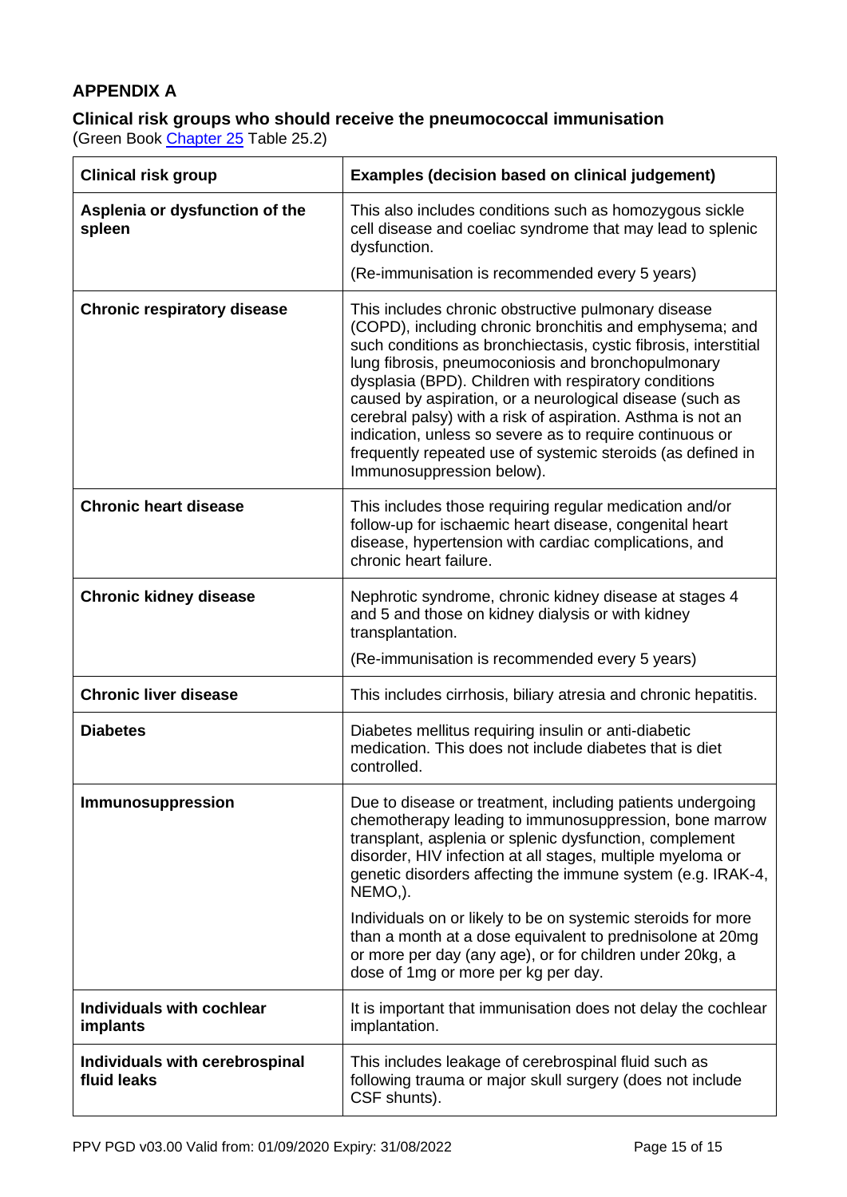## APPENDIX A

### Clinical risk groups who should receive the pneumococcal immunisation

(Green Book Chapter 25 Table 25.2)

| Clinical risk group | Examples (decision based on clinical judgement) |
|---|---|
| **Asplenia or dysfunction of the spleen** | This also includes conditions such as homozygous sickle cell disease and coeliac syndrome that may lead to splenic dysfunction.<br><br>(Re-immunisation is recommended every 5 years) |
| **Chronic respiratory disease** | This includes chronic obstructive pulmonary disease (COPD), including chronic bronchitis and emphysema; and such conditions as bronchiectasis, cystic fibrosis, interstitial lung fibrosis, pneumoconiosis and bronchopulmonary dysplasia (BPD). Children with respiratory conditions caused by aspiration, or a neurological disease (such as cerebral palsy) with a risk of aspiration. Asthma is not an indication, unless so severe as to require continuous or frequently repeated use of systemic steroids (as defined in Immunosuppression below). |
| **Chronic heart disease** | This includes those requiring regular medication and/or follow-up for ischaemic heart disease, congenital heart disease, hypertension with cardiac complications, and chronic heart failure. |
| **Chronic kidney disease** | Nephrotic syndrome, chronic kidney disease at stages 4 and 5 and those on kidney dialysis or with kidney transplantation.<br><br>(Re-immunisation is recommended every 5 years) |
| **Chronic liver disease** | This includes cirrhosis, biliary atresia and chronic hepatitis. |
| **Diabetes** | Diabetes mellitus requiring insulin or anti-diabetic medication. This does not include diabetes that is diet controlled. |
| **Immunosuppression** | Due to disease or treatment, including patients undergoing chemotherapy leading to immunosuppression, bone marrow transplant, asplenia or splenic dysfunction, complement disorder, HIV infection at all stages, multiple myeloma or genetic disorders affecting the immune system (e.g. IRAK-4, NEMO,).<br><br>Individuals on or likely to be on systemic steroids for more than a month at a dose equivalent to prednisolone at 20mg or more per day (any age), or for children under 20kg, a dose of 1mg or more per kg per day. |
| **Individuals with cochlear implants** | It is important that immunisation does not delay the cochlear implantation. |
| **Individuals with cerebrospinal fluid leaks** | This includes leakage of cerebrospinal fluid such as following trauma or major skull surgery (does not include CSF shunts). |

PPV PGD v03.00 Valid from: 01/09/2020 Expiry: 31/08/2022